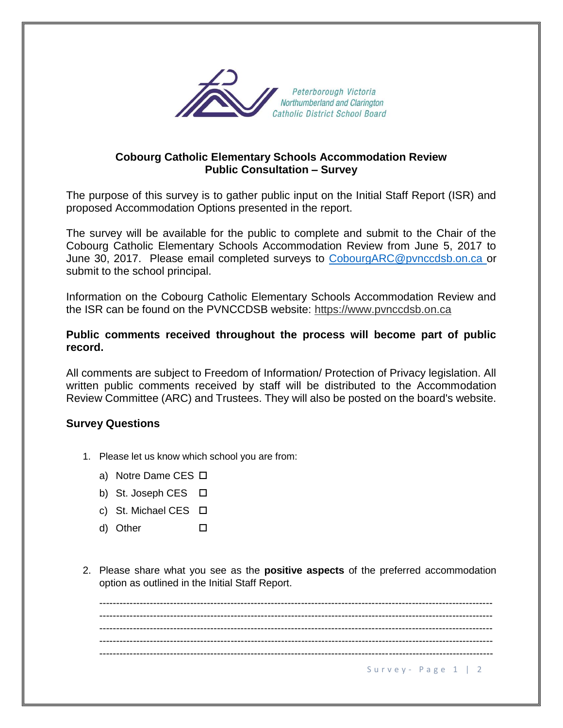Peterborough Victoria
Northumberland and Clarington
Catholic District School Board

## Cobourg Catholic Elementary Schools Accommodation Review
## Public Consultation – Survey

The purpose of this survey is to gather public input on the Initial Staff Report (ISR) and proposed Accommodation Options presented in the report.

The survey will be available for the public to complete and submit to the Chair of the Cobourg Catholic Elementary Schools Accommodation Review from June 5, 2017 to June 30, 2017. Please email completed surveys to CobourgARC@pvnccdsb.on.ca or submit to the school principal.

Information on the Cobourg Catholic Elementary Schools Accommodation Review and the ISR can be found on the PVNCCDSB website: https://www.pvnccdsb.on.ca

**Public comments received throughout the process will become part of public record.**

All comments are subject to Freedom of Information/ Protection of Privacy legislation. All written public comments received by staff will be distributed to the Accommodation Review Committee (ARC) and Trustees. They will also be posted on the board's website.

### Survey Questions

1. Please let us know which school you are from:
   a) Notre Dame CES ☐
   b) St. Joseph CES ☐
   c) St. Michael CES ☐
   d) Other ☐

2. Please share what you see as the **positive aspects** of the preferred accommodation option as outlined in the Initial Staff Report.

   ---------------------------------------------------------------------------------------------------------------
   ---------------------------------------------------------------------------------------------------------------
   ---------------------------------------------------------------------------------------------------------------
   ---------------------------------------------------------------------------------------------------------------
   ---------------------------------------------------------------------------------------------------------------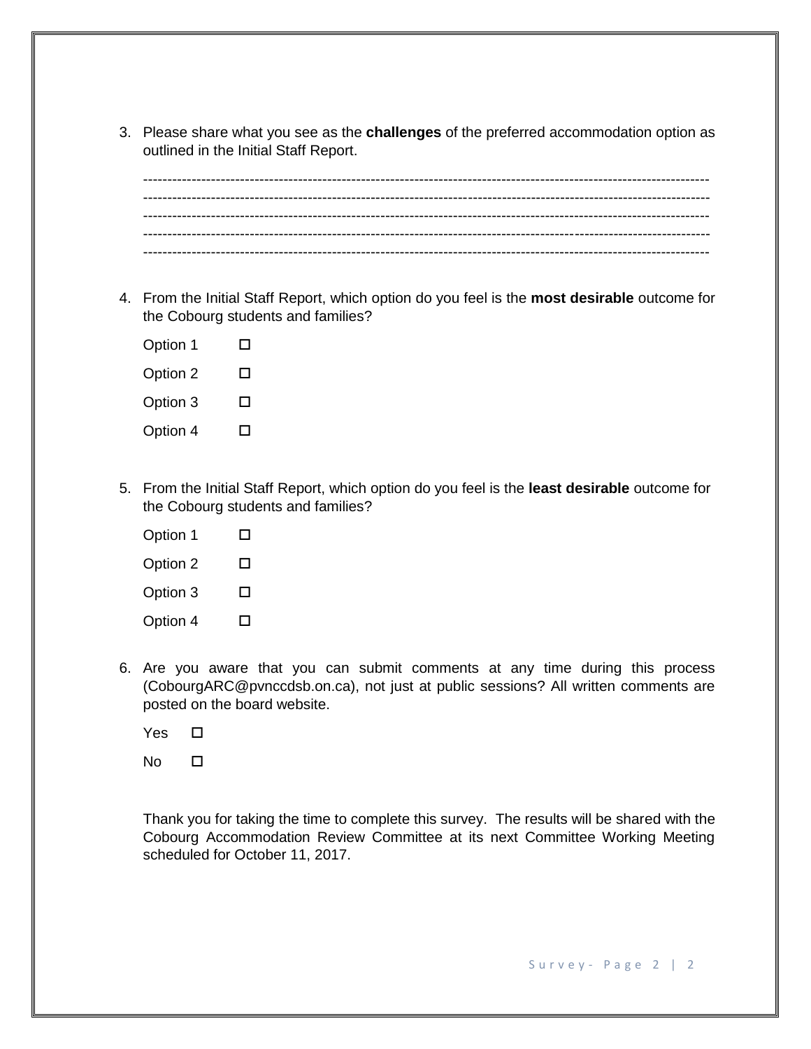3. Please share what you see as the **challenges** of the preferred accommodation option as outlined in the Initial Staff Report.

   ------------------------------------------------------------------------------------------------------------------
   ------------------------------------------------------------------------------------------------------------------
   ------------------------------------------------------------------------------------------------------------------
   ------------------------------------------------------------------------------------------------------------------
   ------------------------------------------------------------------------------------------------------------------

4. From the Initial Staff Report, which option do you feel is the **most desirable** outcome for the Cobourg students and families?

   Option 1 ☐

   Option 2 ☐

   Option 3 ☐

   Option 4 ☐

5. From the Initial Staff Report, which option do you feel is the **least desirable** outcome for the Cobourg students and families?

   Option 1 ☐

   Option 2 ☐

   Option 3 ☐

   Option 4 ☐

6. Are you aware that you can submit comments at any time during this process (CobourgARC@pvnccdsb.on.ca), not just at public sessions? All written comments are posted on the board website.

   Yes ☐

   No ☐

Thank you for taking the time to complete this survey. The results will be shared with the Cobourg Accommodation Review Committee at its next Committee Working Meeting scheduled for October 11, 2017.